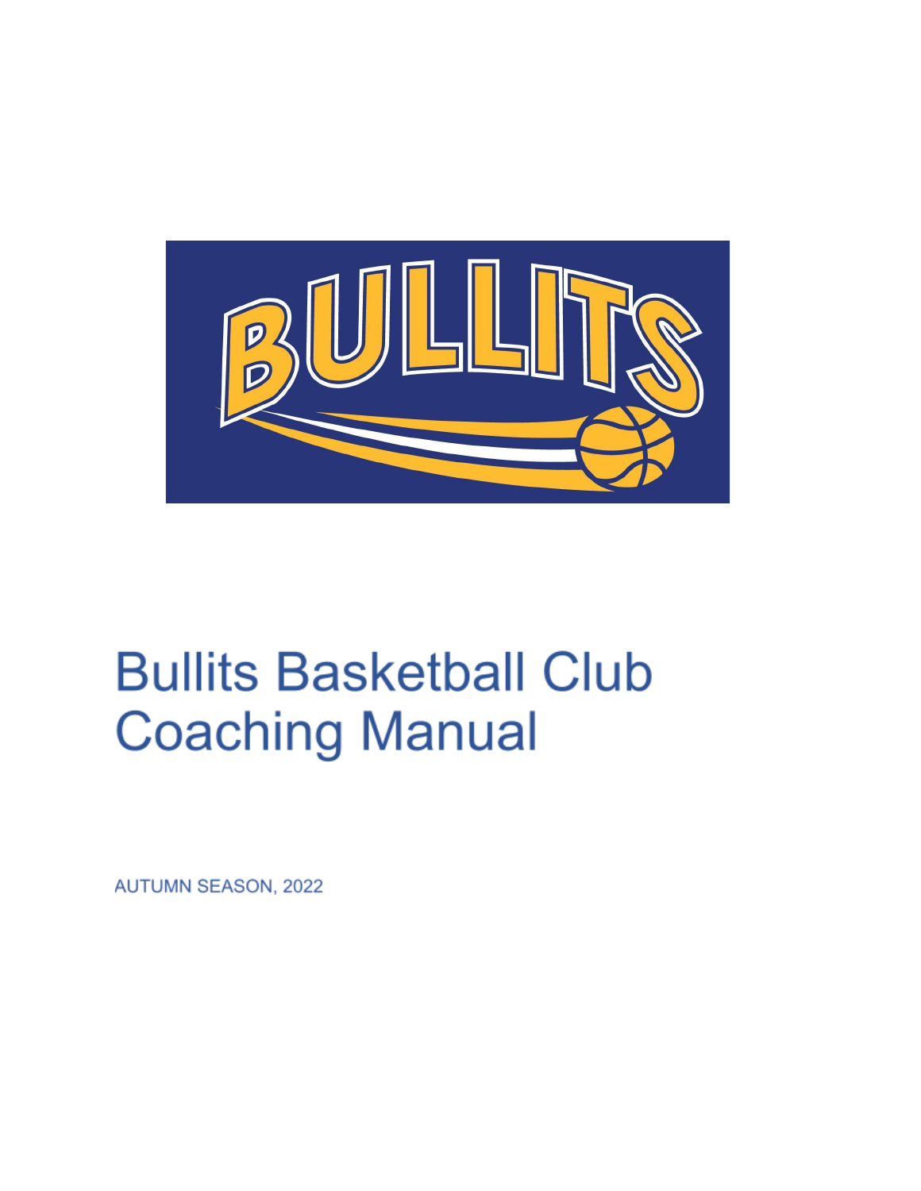# Bullits Basketball Club Coaching Manual

AUTUMN SEASON, 2022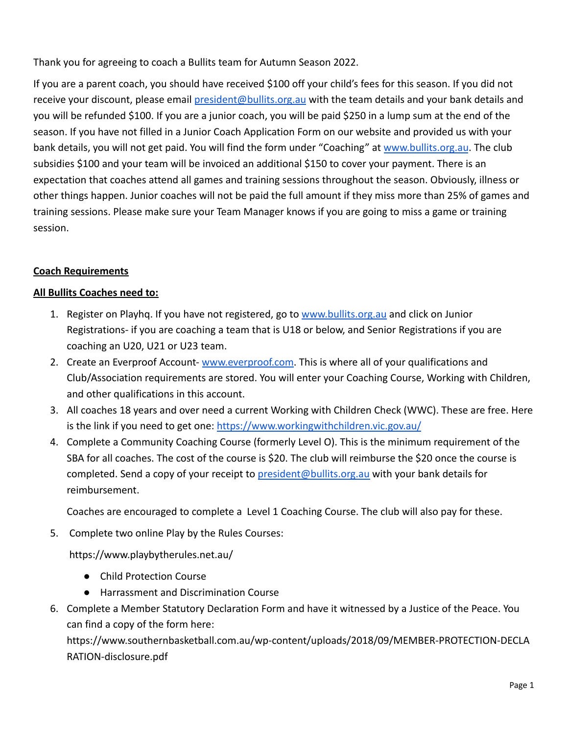Thank you for agreeing to coach a Bullits team for Autumn Season 2022.

If you are a parent coach, you should have received $100 off your child's fees for this season. If you did not receive your discount, please email [president@bullits.org.au](mailto:president@bullits.org.au) with the team details and your bank details and you will be refunded $100. If you are a junior coach, you will be paid $250 in a lump sum at the end of the season. If you have not filled in a Junior Coach Application Form on our website and provided us with your bank details, you will not get paid. You will find the form under "Coaching" at [www.bullits.org.au](http://www.bullits.org.au). The club subsidies $100 and your team will be invoiced an additional $150 to cover your payment. There is an expectation that coaches attend all games and training sessions throughout the season. Obviously, illness or other things happen. Junior coaches will not be paid the full amount if they miss more than 25% of games and training sessions. Please make sure your Team Manager knows if you are going to miss a game or training session.

## Coach Requirements

### All Bullits Coaches need to:

1. Register on Playhq. If you have not registered, go to [www.bullits.org.au](http://www.bullits.org.au) and click on Junior Registrations- if you are coaching a team that is U18 or below, and Senior Registrations if you are coaching an U20, U21 or U23 team.
2. Create an Everproof Account- [www.everproof.com](http://www.everproof.com). This is where all of your qualifications and Club/Association requirements are stored. You will enter your Coaching Course, Working with Children, and other qualifications in this account.
3. All coaches 18 years and over need a current Working with Children Check (WWC). These are free. Here is the link if you need to get one: [https://www.workingwithchildren.vic.gov.au/](https://www.workingwithchildren.vic.gov.au/)
4. Complete a Community Coaching Course (formerly Level O). This is the minimum requirement of the SBA for all coaches. The cost of the course is $20. The club will reimburse the $20 once the course is completed. Send a copy of your receipt to [president@bullits.org.au](mailto:president@bullits.org.au) with your bank details for reimbursement.

   Coaches are encouraged to complete a Level 1 Coaching Course. The club will also pay for these.

5. Complete two online Play by the Rules Courses:

   https://www.playbytherules.net.au/

   - Child Protection Course
   - Harrassment and Discrimination Course

6. Complete a Member Statutory Declaration Form and have it witnessed by a Justice of the Peace. You can find a copy of the form here: https://www.southernbasketball.com.au/wp-content/uploads/2018/09/MEMBER-PROTECTION-DECLARATION-disclosure.pdf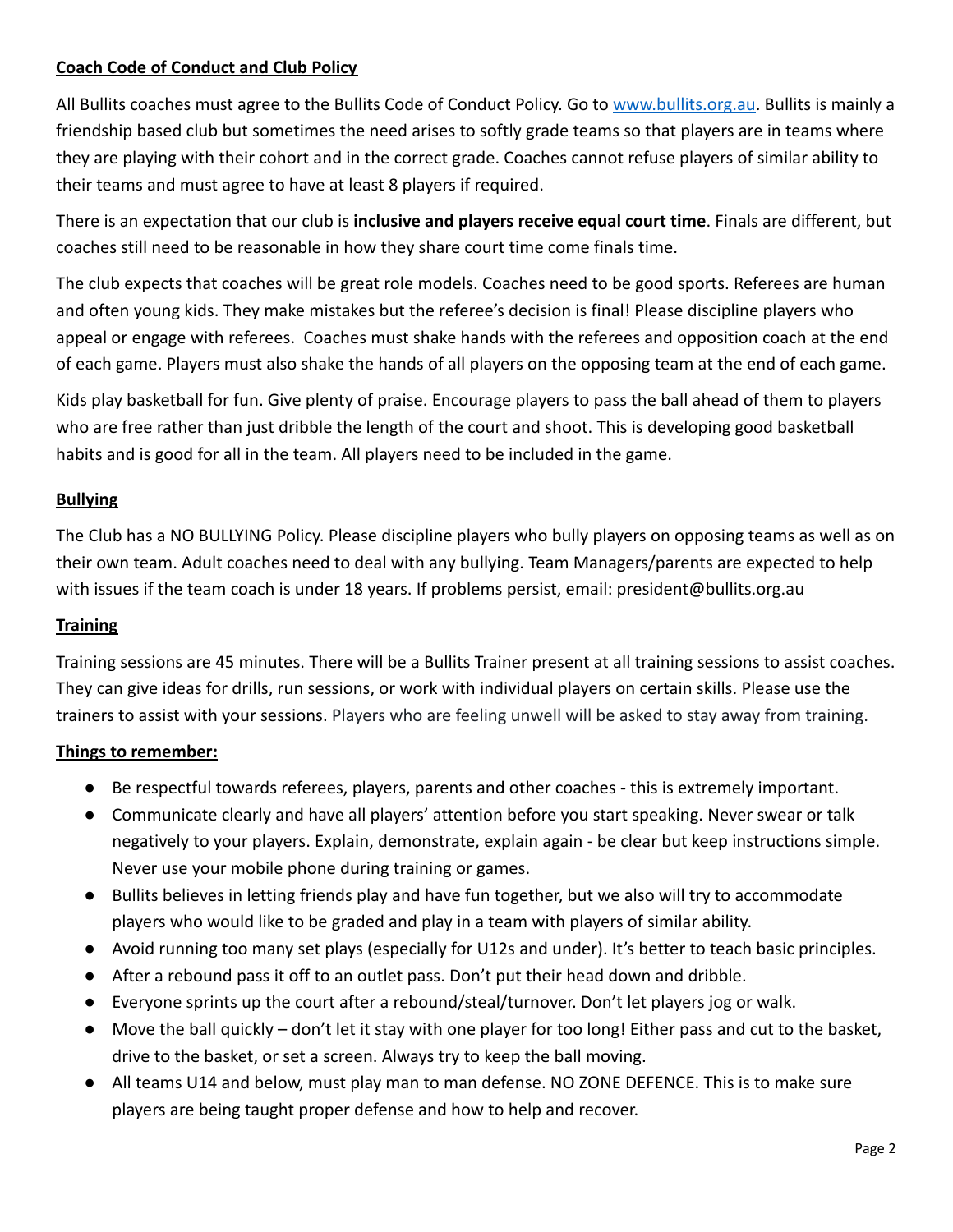**Coach Code of Conduct and Club Policy**

All Bullits coaches must agree to the Bullits Code of Conduct Policy. Go to [www.bullits.org.au](http://www.bullits.org.au). Bullits is mainly a friendship based club but sometimes the need arises to softly grade teams so that players are in teams where they are playing with their cohort and in the correct grade. Coaches cannot refuse players of similar ability to their teams and must agree to have at least 8 players if required.

There is an expectation that our club is **inclusive and players receive equal court time**. Finals are different, but coaches still need to be reasonable in how they share court time come finals time.

The club expects that coaches will be great role models. Coaches need to be good sports. Referees are human and often young kids. They make mistakes but the referee's decision is final! Please discipline players who appeal or engage with referees. Coaches must shake hands with the referees and opposition coach at the end of each game. Players must also shake the hands of all players on the opposing team at the end of each game.

Kids play basketball for fun. Give plenty of praise. Encourage players to pass the ball ahead of them to players who are free rather than just dribble the length of the court and shoot. This is developing good basketball habits and is good for all in the team. All players need to be included in the game.

**Bullying**

The Club has a NO BULLYING Policy. Please discipline players who bully players on opposing teams as well as on their own team. Adult coaches need to deal with any bullying. Team Managers/parents are expected to help with issues if the team coach is under 18 years. If problems persist, email: president@bullits.org.au

**Training**

Training sessions are 45 minutes. There will be a Bullits Trainer present at all training sessions to assist coaches. They can give ideas for drills, run sessions, or work with individual players on certain skills. Please use the trainers to assist with your sessions. Players who are feeling unwell will be asked to stay away from training.

**Things to remember:**

- Be respectful towards referees, players, parents and other coaches - this is extremely important.
- Communicate clearly and have all players' attention before you start speaking. Never swear or talk negatively to your players. Explain, demonstrate, explain again - be clear but keep instructions simple. Never use your mobile phone during training or games.
- Bullits believes in letting friends play and have fun together, but we also will try to accommodate players who would like to be graded and play in a team with players of similar ability.
- Avoid running too many set plays (especially for U12s and under). It's better to teach basic principles.
- After a rebound pass it off to an outlet pass. Don't put their head down and dribble.
- Everyone sprints up the court after a rebound/steal/turnover. Don't let players jog or walk.
- Move the ball quickly – don't let it stay with one player for too long! Either pass and cut to the basket, drive to the basket, or set a screen. Always try to keep the ball moving.
- All teams U14 and below, must play man to man defense. NO ZONE DEFENCE. This is to make sure players are being taught proper defense and how to help and recover.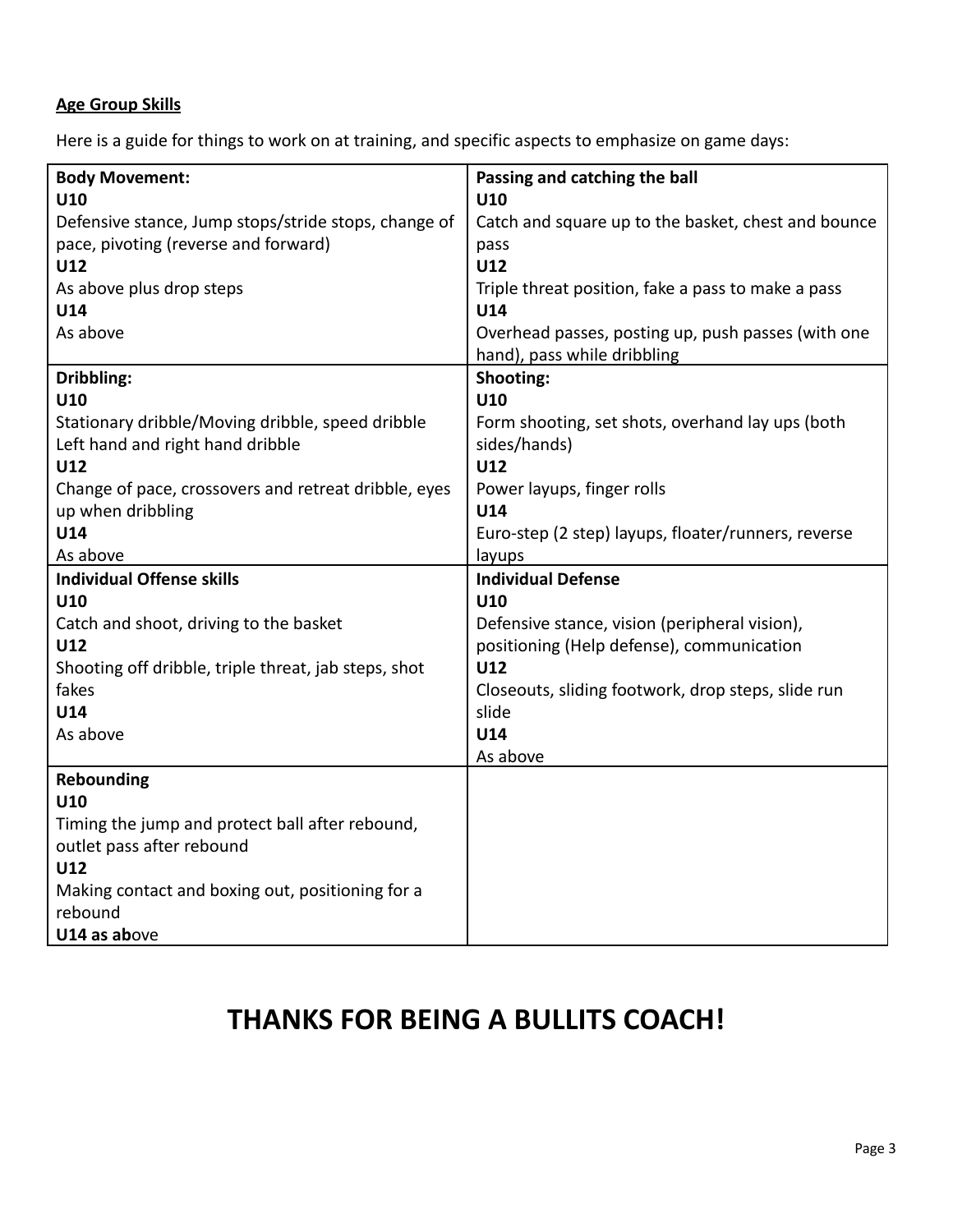**Age Group Skills**

Here is a guide for things to work on at training, and specific aspects to emphasize on game days:

| | |
|---|---|
| **Body Movement:**<br>**U10**<br>Defensive stance, Jump stops/stride stops, change of pace, pivoting (reverse and forward)<br>**U12**<br>As above plus drop steps<br>**U14**<br>As above | **Passing and catching the ball**<br>**U10**<br>Catch and square up to the basket, chest and bounce pass<br>**U12**<br>Triple threat position, fake a pass to make a pass<br>**U14**<br>Overhead passes, posting up, push passes (with one hand), pass while dribbling |
| **Dribbling:**<br>**U10**<br>Stationary dribble/Moving dribble, speed dribble Left hand and right hand dribble<br>**U12**<br>Change of pace, crossovers and retreat dribble, eyes up when dribbling<br>**U14**<br>As above | **Shooting:**<br>**U10**<br>Form shooting, set shots, overhand lay ups (both sides/hands)<br>**U12**<br>Power layups, finger rolls<br>**U14**<br>Euro-step (2 step) layups, floater/runners, reverse layups |
| **Individual Offense skills**<br>**U10**<br>Catch and shoot, driving to the basket<br>**U12**<br>Shooting off dribble, triple threat, jab steps, shot fakes<br>**U14**<br>As above | **Individual Defense**<br>**U10**<br>Defensive stance, vision (peripheral vision), positioning (Help defense), communication<br>**U12**<br>Closeouts, sliding footwork, drop steps, slide run slide<br>**U14**<br>As above |
| **Rebounding**<br>**U10**<br>Timing the jump and protect ball after rebound, outlet pass after rebound<br>**U12**<br>Making contact and boxing out, positioning for a rebound<br>**U14 as ab**ove | |

# THANKS FOR BEING A BULLITS COACH!